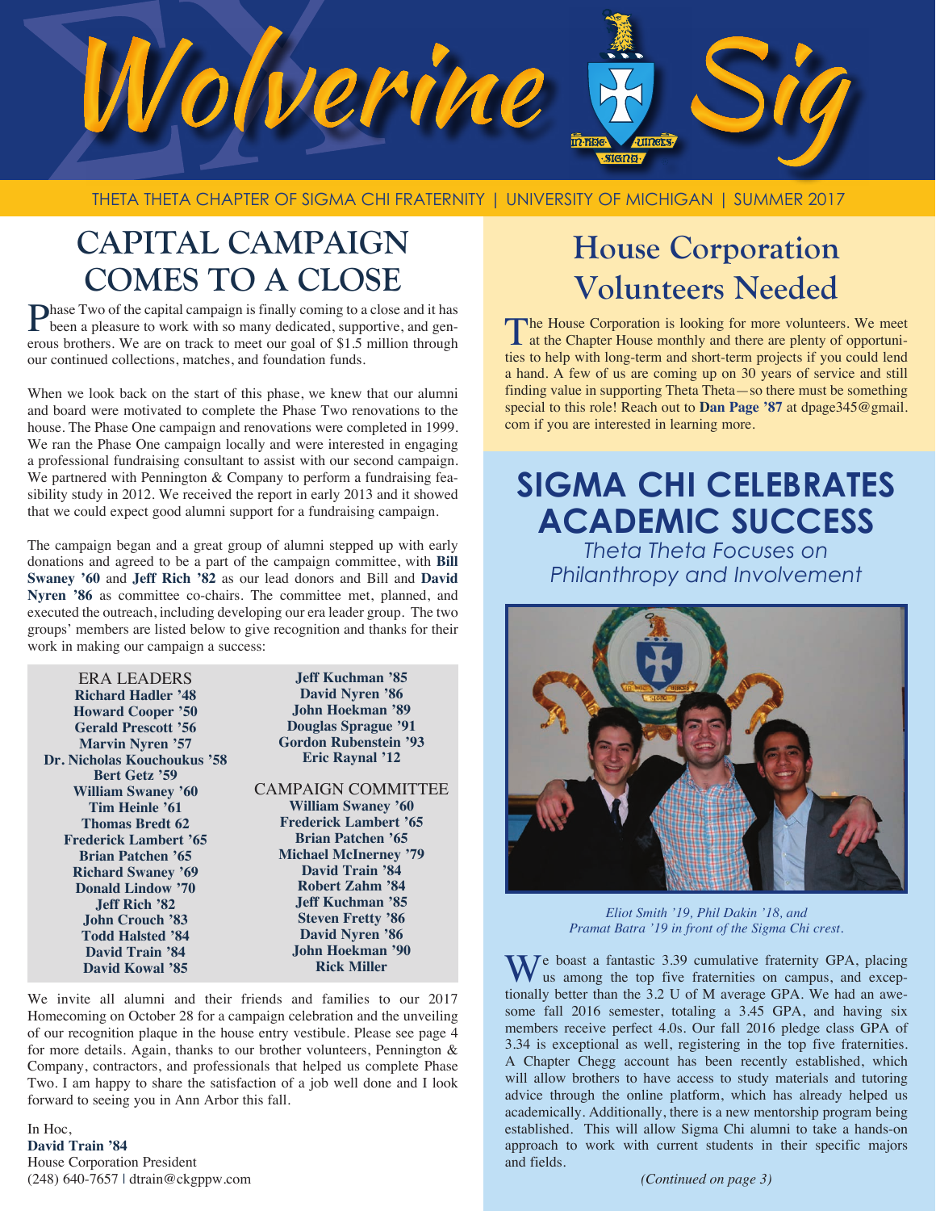# Wolverine Sig

THETA THETA CHAPTER OF SIGMA CHI FRATERNITY | UNIVERSITY OF MICHIGAN | SUMMER 2017

## CAPITAL CAMPAIGN COMES TO A CLOSE

Phase Two of the capital campaign is finally coming to a close and it has been a pleasure to work with so many dedicated, supportive, and generous brothers. We are on track to meet our goal of $1.5 million through our continued collections, matches, and foundation funds.

When we look back on the start of this phase, we knew that our alumni and board were motivated to complete the Phase Two renovations to the house. The Phase One campaign and renovations were completed in 1999. We ran the Phase One campaign locally and were interested in engaging a professional fundraising consultant to assist with our second campaign. We partnered with Pennington & Company to perform a fundraising feasibility study in 2012. We received the report in early 2013 and it showed that we could expect good alumni support for a fundraising campaign.

The campaign began and a great group of alumni stepped up with early donations and agreed to be a part of the campaign committee, with **Bill Swaney '60** and **Jeff Rich '82** as our lead donors and Bill and **David Nyren '86** as committee co-chairs. The committee met, planned, and executed the outreach, including developing our era leader group. The two groups' members are listed below to give recognition and thanks for their work in making our campaign a success:

ERA LEADERS

**Richard Hadler '48**
**Howard Cooper '50**
**Gerald Prescott '56**
**Marvin Nyren '57**
**Dr. Nicholas Kouchoukus '58**
**Bert Getz '59**
**William Swaney '60**
**Tim Heinle '61**
**Thomas Bredt 62**
**Frederick Lambert '65**
**Brian Patchen '65**
**Richard Swaney '69**
**Donald Lindow '70**
**Jeff Rich '82**
**John Crouch '83**
**Todd Halsted '84**
**David Train '84**
**David Kowal '85**
**Jeff Kuchman '85**
**David Nyren '86**
**John Hoekman '89**
**Douglas Sprague '91**
**Gordon Rubenstein '93**
**Eric Raynal '12**

CAMPAIGN COMMITTEE

**William Swaney '60**
**Frederick Lambert '65**
**Brian Patchen '65**
**Michael McInerney '79**
**David Train '84**
**Robert Zahm '84**
**Jeff Kuchman '85**
**Steven Fretty '86**
**David Nyren '86**
**John Hoekman '90**
**Rick Miller**

We invite all alumni and their friends and families to our 2017 Homecoming on October 28 for a campaign celebration and the unveiling of our recognition plaque in the house entry vestibule. Please see page 4 for more details. Again, thanks to our brother volunteers, Pennington & Company, contractors, and professionals that helped us complete Phase Two. I am happy to share the satisfaction of a job well done and I look forward to seeing you in Ann Arbor this fall.

In Hoc,
**David Train '84**
House Corporation President
(248) 640-7657 | dtrain@ckgppw.com

## House Corporation Volunteers Needed

The House Corporation is looking for more volunteers. We meet at the Chapter House monthly and there are plenty of opportunities to help with long-term and short-term projects if you could lend a hand. A few of us are coming up on 30 years of service and still finding value in supporting Theta Theta—so there must be something special to this role! Reach out to **Dan Page '87** at dpage345@gmail.com if you are interested in learning more.

## SIGMA CHI CELEBRATES ACADEMIC SUCCESS

*Theta Theta Focuses on Philanthropy and Involvement*

*Eliot Smith '19, Phil Dakin '18, and Pramat Batra '19 in front of the Sigma Chi crest.*

We boast a fantastic 3.39 cumulative fraternity GPA, placing us among the top five fraternities on campus, and exceptionally better than the 3.2 U of M average GPA. We had an awesome fall 2016 semester, totaling a 3.45 GPA, and having six members receive perfect 4.0s. Our fall 2016 pledge class GPA of 3.34 is exceptional as well, registering in the top five fraternities. A Chapter Chegg account has been recently established, which will allow brothers to have access to study materials and tutoring advice through the online platform, which has already helped us academically. Additionally, there is a new mentorship program being established. This will allow Sigma Chi alumni to take a hands-on approach to work with current students in their specific majors and fields.

*(Continued on page 3)*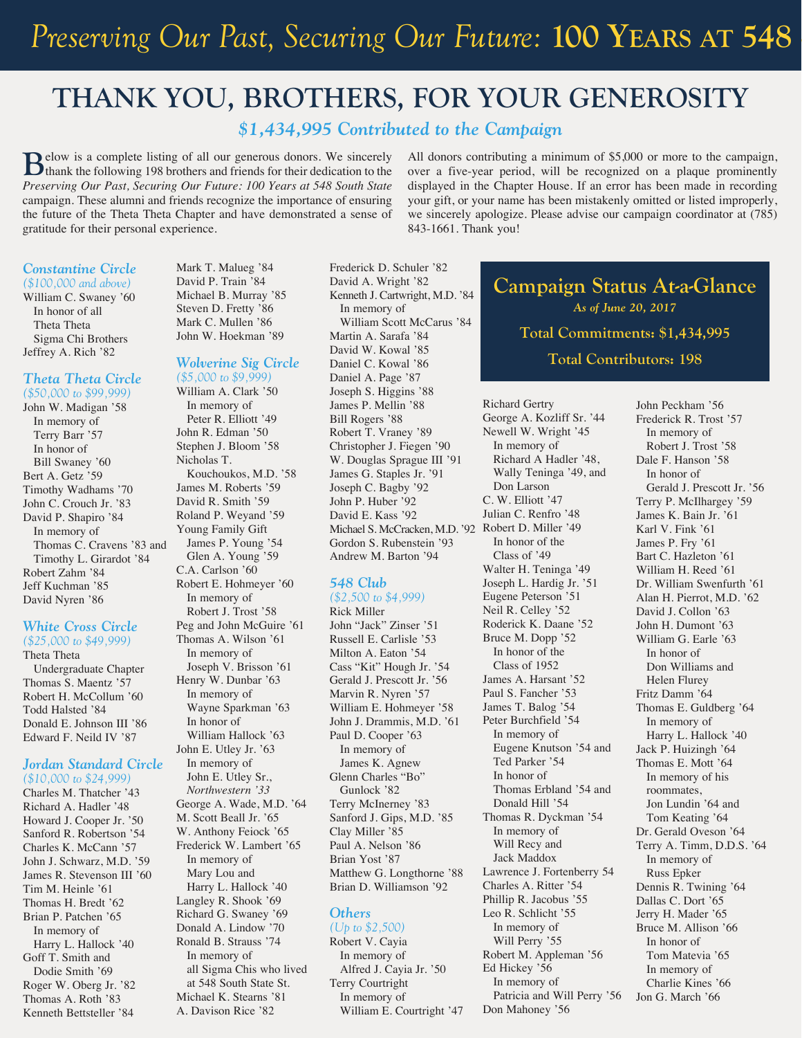# *Preserving Our Past, Securing Our Future:* 100 Years at 548

## THANK YOU, BROTHERS, FOR YOUR GENEROSITY

### *$1,434,995 Contributed to the Campaign*

Below is a complete listing of all our generous donors. We sincerely thank the following 198 brothers and friends for their dedication to the *Preserving Our Past, Securing Our Future: 100 Years at 548 South State* campaign. These alumni and friends recognize the importance of ensuring the future of the Theta Theta Chapter and have demonstrated a sense of gratitude for their personal experience.

All donors contributing a minimum of $5,000 or more to the campaign, over a five-year period, will be recognized on a plaque prominently displayed in the Chapter House. If an error has been made in recording your gift, or your name has been mistakenly omitted or listed improperly, we sincerely apologize. Please advise our campaign coordinator at (785) 843-1661. Thank you!

### Campaign Status At-a-Glance

*As of June 20, 2017*

**Total Commitments: $1,434,995**

**Total Contributors: 198**

### *Constantine Circle*

*($100,000 and above)*

William C. Swaney '60
In honor of all Theta Theta Sigma Chi Brothers
Jeffrey A. Rich '82

### *Theta Theta Circle*

*($50,000 to $99,999)*

John W. Madigan '58
In memory of Terry Barr '57
In honor of Bill Swaney '60
Bert A. Getz '59
Timothy Wadhams '70
John C. Crouch Jr. '83
David P. Shapiro '84
In memory of Thomas C. Cravens '83 and Timothy L. Girardot '84
Robert Zahm '84
Jeff Kuchman '85
David Nyren '86

### *White Cross Circle*

*($25,000 to $49,999)*

Theta Theta Undergraduate Chapter
Thomas S. Maentz '57
Robert H. McCollum '60
Todd Halsted '84
Donald E. Johnson III '86
Edward F. Neild IV '87

### *Jordan Standard Circle*

*($10,000 to $24,999)*

Charles M. Thatcher '43
Richard A. Hadler '48
Howard J. Cooper Jr. '50
Sanford R. Robertson '54
Charles K. McCann '57
John J. Schwarz, M.D. '59
James R. Stevenson III '60
Tim M. Heinle '61
Thomas H. Bredt '62
Brian P. Patchen '65
In memory of Harry L. Hallock '40
Goff T. Smith and Dodie Smith '69
Roger W. Oberg Jr. '82
Thomas A. Roth '83
Kenneth Bettsteller '84
Mark T. Malueg '84
David P. Train '84
Michael B. Murray '85
Steven D. Fretty '86
Mark C. Mullen '86
John W. Hoekman '89

### *Wolverine Sig Circle*

*($5,000 to $9,999)*

William A. Clark '50
In memory of Peter R. Elliott '49
John R. Edman '50
Stephen J. Bloom '58
Nicholas T. Kouchoukos, M.D. '58
James M. Roberts '59
David R. Smith '59
Roland P. Weyand '59
Young Family Gift
James P. Young '54
Glen A. Young '59
C.A. Carlson '60
Robert E. Hohmeyer '60
In memory of Robert J. Trost '58
Peg and John McGuire '61
Thomas A. Wilson '61
In memory of Joseph V. Brisson '61
Henry W. Dunbar '63
In memory of Wayne Sparkman '63
In honor of William Hallock '63
John E. Utley Jr. '63
In memory of John E. Utley Sr., *Northwestern '33*
George A. Wade, M.D. '64
M. Scott Beall Jr. '65
W. Anthony Feiock '65
Frederick W. Lambert '65
In memory of Mary Lou and Harry L. Hallock '40
Langley R. Shook '69
Richard G. Swaney '69
Donald A. Lindow '70
Ronald B. Strauss '74
In memory of all Sigma Chis who lived at 548 South State St.
Michael K. Stearns '81
A. Davison Rice '82
Frederick D. Schuler '82
David A. Wright '82
Kenneth J. Cartwright, M.D. '84
In memory of William Scott McCarus '84
Martin A. Sarafa '84
David W. Kowal '85
Daniel C. Kowal '86
Daniel A. Page '87
Joseph S. Higgins '88
James P. Mellin '88
Bill Rogers '88
Robert T. Vraney '89
Christopher J. Fiegen '90
W. Douglas Sprague III '91
James G. Staples Jr. '91
Joseph C. Bagby '92
John P. Huber '92
David E. Kass '92
Michael S. McCracken, M.D. '92
Gordon S. Rubenstein '93
Andrew M. Barton '94

### *548 Club*

*($2,500 to $4,999)*

Rick Miller
John "Jack" Zinser '51
Russell E. Carlisle '53
Milton A. Eaton '54
Cass "Kit" Hough Jr. '54
Gerald J. Prescott Jr. '56
Marvin R. Nyren '57
William E. Hohmeyer '58
John J. Drammis, M.D. '61
Paul D. Cooper '63
In memory of James K. Agnew
Glenn Charles "Bo" Gunlock '82
Terry McInerney '83
Sanford J. Gips, M.D. '85
Clay Miller '85
Paul A. Nelson '86
Brian Yost '87
Matthew G. Longthorne '88
Brian D. Williamson '92

### *Others*

*(Up to $2,500)*

Robert V. Cayia
In memory of Alfred J. Cayia Jr. '50
Terry Courtright
In memory of William E. Courtright '47
Richard Gertry
George A. Kozliff Sr. '44
Newell W. Wright '45
In memory of Richard A Hadler '48, Wally Teninga '49, and Don Larson
C. W. Elliott '47
Julian C. Renfro '48
Robert D. Miller '49
In honor of the Class of '49
Walter H. Teninga '49
Joseph L. Hardig Jr. '51
Eugene Peterson '51
Neil R. Celley '52
Roderick K. Daane '52
Bruce M. Dopp '52
In honor of the Class of 1952
James A. Harsant '52
Paul S. Fancher '53
James T. Balog '54
Peter Burchfield '54
In memory of Eugene Knutson '54 and Ted Parker '54
In honor of Thomas Erbland '54 and Donald Hill '54
Thomas R. Dyckman '54
In memory of Will Recy and Jack Maddox
Lawrence J. Fortenberry 54
Charles A. Ritter '54
Phillip R. Jacobus '55
Leo R. Schlicht '55
In memory of Will Perry '55
Robert M. Appleman '56
Ed Hickey '56
In memory of Patricia and Will Perry '56
Don Mahoney '56
John Peckham '56
Frederick R. Trost '57
In memory of Robert J. Trost '58
Dale F. Hanson '58
In honor of Gerald J. Prescott Jr. '56
Terry P. McIlhargey '59
James K. Bain Jr. '61
Karl V. Fink '61
James P. Fry '61
Bart C. Hazleton '61
William H. Reed '61
Dr. William Swenfurth '61
Alan H. Pierrot, M.D. '62
David J. Collon '63
John H. Dumont '63
William G. Earle '63
In honor of Don Williams and Helen Flurey
Fritz Damm '64
Thomas E. Guldberg '64
In memory of Harry L. Hallock '40
Jack P. Huizingh '64
Thomas E. Mott '64
In memory of his roommates, Jon Lundin '64 and Tom Keating '64
Dr. Gerald Oveson '64
Terry A. Timm, D.D.S. '64
In memory of Russ Epker
Dennis R. Twining '64
Dallas C. Dort '65
Jerry H. Mader '65
Bruce M. Allison '66
In honor of Tom Matevia '65
In memory of Charlie Kines '66
Jon G. March '66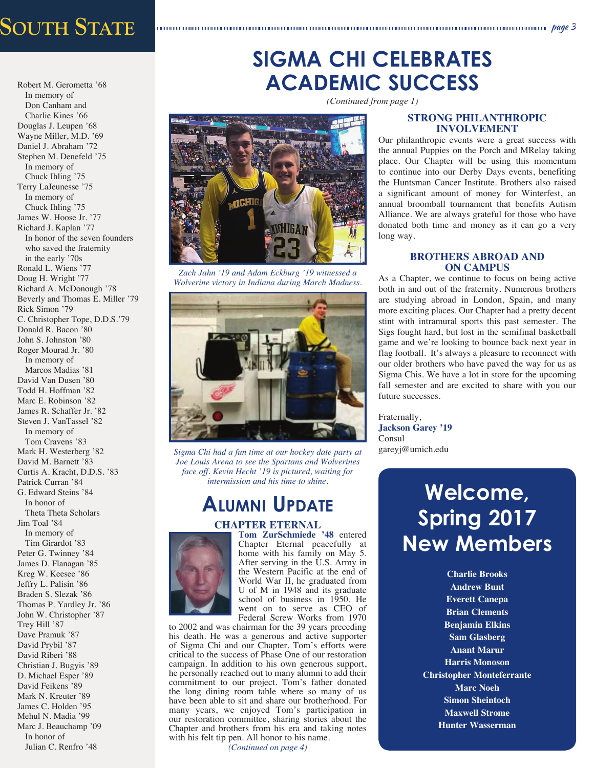Robert M. Gerometta ’68
In memory of
Don Canham and
Charlie Kines ’66
Douglas J. Leupen ’68
Wayne Miller, M.D. ’69
Daniel J. Abraham ’72
Stephen M. Denefeld ’75
In memory of
Chuck Ihling ’75
Terry LaJeunesse ’75
In memory of
Chuck Ihling ’75
James W. Hoose Jr. ’77
Richard J. Kaplan ’77
In honor of the seven founders
who saved the fraternity
in the early ’70s
Ronald L. Wiens ’77
Doug H. Wright ’77
Richard A. McDonough ’78
Beverly and Thomas E. Miller ’79
Rick Simon ’79
C. Christopher Tope, D.D.S.’79
Donald R. Bacon ’80
John S. Johnston ’80
Roger Mourad Jr. ’80
In memory of
Marcos Madias ’81
David Van Dusen ’80
Todd H. Hoffman ’82
Marc E. Robinson ’82
James R. Schaffer Jr. ’82
Steven J. VanTassel ’82
In memory of
Tom Cravens ’83
Mark H. Westerberg ’82
David M. Barnett ’83
Curtis A. Kracht, D.D.S. ’83
Patrick Curran ’84
G. Edward Steins ’84
In honor of
Theta Theta Scholars
Jim Toal ’84
In memory of
Tim Girardot ’83
Peter G. Twinney ’84
James D. Flanagan ’85
Kreg W. Keesee ’86
Jeffry L. Palisin ’86
Braden S. Slezak ’86
Thomas P. Yardley Jr. ’86
John W. Christopher ’87
Trey Hill ’87
Dave Pramuk ’87
David Prybil ’87
David Riberi ’88
Christian J. Bugyis ’89
D. Michael Esper ’89
David Feikens ’89
Mark N. Kreuter ’89
James C. Holden ’95
Mehul N. Madia ’99
Marc J. Beauchamp ’09
In honor of
Julian C. Renfro ’48

# SIGMA CHI CELEBRATES ACADEMIC SUCCESS

*(Continued from page 1)*

*Zach Jahn ’19 and Adam Eckburg ’19 witnessed a Wolverine victory in Indiana during March Madness.*

*Sigma Chi had a fun time at our hockey date party at Joe Louis Arena to see the Spartans and Wolverines face off. Kevin Hecht ’19 is pictured, waiting for intermission and his time to shine.*

### STRONG PHILANTHROPIC INVOLVEMENT

Our philanthropic events were a great success with the annual Puppies on the Porch and MRelay taking place. Our Chapter will be using this momentum to continue into our Derby Days events, benefiting the Huntsman Cancer Institute. Brothers also raised a significant amount of money for Winterfest, an annual broomball tournament that benefits Autism Alliance. We are always grateful for those who have donated both time and money as it can go a very long way.

### BROTHERS ABROAD AND ON CAMPUS

As a Chapter, we continue to focus on being active both in and out of the fraternity. Numerous brothers are studying abroad in London, Spain, and many more exciting places. Our Chapter had a pretty decent stint with intramural sports this past semester. The Sigs fought hard, but lost in the semifinal basketball game and we’re looking to bounce back next year in flag football. It’s always a pleasure to reconnect with our older brothers who have paved the way for us as Sigma Chis. We have a lot in store for the upcoming fall semester and are excited to share with you our future successes.

Fraternally,
**Jackson Garey ’19**
Consul
gareyj@umich.edu

## ALUMNI UPDATE

### CHAPTER ETERNAL

**Tom ZurSchmiede ’48** entered Chapter Eternal peacefully at home with his family on May 5. After serving in the U.S. Army in the Western Pacific at the end of World War II, he graduated from U of M in 1948 and its graduate school of business in 1950. He went on to serve as CEO of Federal Screw Works from 1970 to 2002 and was chairman for the 39 years preceding his death. He was a generous and active supporter of Sigma Chi and our Chapter. Tom’s efforts were critical to the success of Phase One of our restoration campaign. In addition to his own generous support, he personally reached out to many alumni to add their commitment to our project. Tom’s father donated the long dining room table where so many of us have been able to sit and share our brotherhood. For many years, we enjoyed Tom’s participation in our restoration committee, sharing stories about the Chapter and brothers from his era and taking notes with his felt tip pen. All honor to his name.

*(Continued on page 4)*

## Welcome, Spring 2017 New Members

**Charlie Brooks**
**Andrew Bunt**
**Everett Canepa**
**Brian Clements**
**Benjamin Elkins**
**Sam Glasberg**
**Anant Marur**
**Harris Monoson**
**Christopher Monteferrante**
**Marc Noeh**
**Simon Sheintoch**
**Maxwell Strome**
**Hunter Wasserman**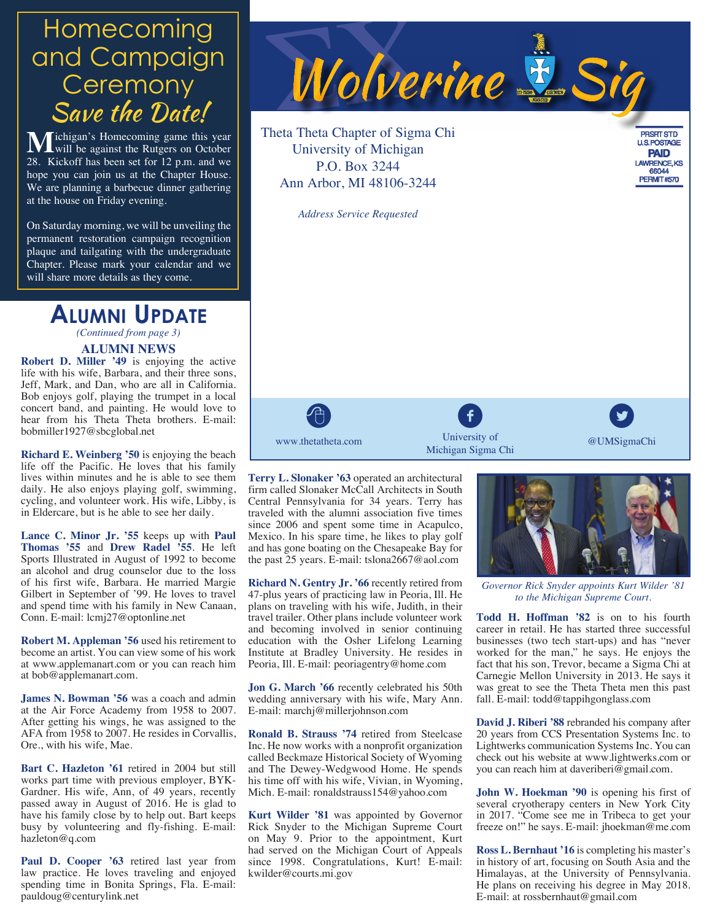# Homecoming and Campaign Ceremony

## *Save the Date!*

Michigan's Homecoming game this year will be against the Rutgers on October 28. Kickoff has been set for 12 p.m. and we hope you can join us at the Chapter House. We are planning a barbecue dinner gathering at the house on Friday evening.

On Saturday morning, we will be unveiling the permanent restoration campaign recognition plaque and tailgating with the undergraduate Chapter. Please mark your calendar and we will share more details as they come.

# Wolverine Sig

Theta Theta Chapter of Sigma Chi
University of Michigan
P.O. Box 3244
Ann Arbor, MI 48106-3244

PRSRT STD
U.S. POSTAGE
PAID
LAWRENCE, KS
66044
PERMIT #570

*Address Service Requested*

www.thetatheta.com | University of Michigan Sigma Chi | @UMSigmaChi

# Alumni Update

*(Continued from page 3)*

### ALUMNI NEWS

**Robert D. Miller '49** is enjoying the active life with his wife, Barbara, and their three sons, Jeff, Mark, and Dan, who are all in California. Bob enjoys golf, playing the trumpet in a local concert band, and painting. He would love to hear from his Theta Theta brothers. E-mail: bobmiller1927@sbcglobal.net

**Richard E. Weinberg '50** is enjoying the beach life off the Pacific. He loves that his family lives within minutes and he is able to see them daily. He also enjoys playing golf, swimming, cycling, and volunteer work. His wife, Libby, is in Eldercare, but is he able to see her daily.

**Lance C. Minor Jr. '55** keeps up with **Paul Thomas '55** and **Drew Radel '55**. He left Sports Illustrated in August of 1992 to become an alcohol and drug counselor due to the loss of his first wife, Barbara. He married Margie Gilbert in September of '99. He loves to travel and spend time with his family in New Canaan, Conn. E-mail: lcmj27@optonline.net

**Robert M. Appleman '56** used his retirement to become an artist. You can view some of his work at www.applemanart.com or you can reach him at bob@applemanart.com.

**James N. Bowman '56** was a coach and admin at the Air Force Academy from 1958 to 2007. After getting his wings, he was assigned to the AFA from 1958 to 2007. He resides in Corvallis, Ore., with his wife, Mae.

**Bart C. Hazleton '61** retired in 2004 but still works part time with previous employer, BYK-Gardner. His wife, Ann, of 49 years, recently passed away in August of 2016. He is glad to have his family close by to help out. Bart keeps busy by volunteering and fly-fishing. E-mail: hazleton@q.com

**Paul D. Cooper '63** retired last year from law practice. He loves traveling and enjoyed spending time in Bonita Springs, Fla. E-mail: pauldoug@centurylink.net

**Terry L. Slonaker '63** operated an architectural firm called Slonaker McCall Architects in South Central Pennsylvania for 34 years. Terry has traveled with the alumni association five times since 2006 and spent some time in Acapulco, Mexico. In his spare time, he likes to play golf and has gone boating on the Chesapeake Bay for the past 25 years. E-mail: tslona2667@aol.com

**Richard N. Gentry Jr. '66** recently retired from 47-plus years of practicing law in Peoria, Ill. He plans on traveling with his wife, Judith, in their travel trailer. Other plans include volunteer work and becoming involved in senior continuing education with the Osher Lifelong Learning Institute at Bradley University. He resides in Peoria, Ill. E-mail: peoriagentry@home.com

**Jon G. March '66** recently celebrated his 50th wedding anniversary with his wife, Mary Ann. E-mail: marchj@millerjohnson.com

**Ronald B. Strauss '74** retired from Steelcase Inc. He now works with a nonprofit organization called Beckmaze Historical Society of Wyoming and The Dewey-Wedgwood Home. He spends his time off with his wife, Vivian, in Wyoming, Mich. E-mail: ronaldstrauss154@yahoo.com

**Kurt Wilder '81** was appointed by Governor Rick Snyder to the Michigan Supreme Court on May 9. Prior to the appointment, Kurt had served on the Michigan Court of Appeals since 1998. Congratulations, Kurt! E-mail: kwilder@courts.mi.gov

*Governor Rick Snyder appoints Kurt Wilder '81 to the Michigan Supreme Court.*

**Todd H. Hoffman '82** is on to his fourth career in retail. He has started three successful businesses (two tech start-ups) and has "never worked for the man," he says. He enjoys the fact that his son, Trevor, became a Sigma Chi at Carnegie Mellon University in 2013. He says it was great to see the Theta Theta men this past fall. E-mail: todd@tappihgonglass.com

**David J. Riberi '88** rebranded his company after 20 years from CCS Presentation Systems Inc. to Lightwerks communication Systems Inc. You can check out his website at www.lightwerks.com or you can reach him at daveriberi@gmail.com.

**John W. Hoekman '90** is opening his first of several cryotherapy centers in New York City in 2017. "Come see me in Tribeca to get your freeze on!" he says. E-mail: jhoekman@me.com

**Ross L. Bernhaut '16** is completing his master's in history of art, focusing on South Asia and the Himalayas, at the University of Pennsylvania. He plans on receiving his degree in May 2018. E-mail: at rossbernhaut@gmail.com